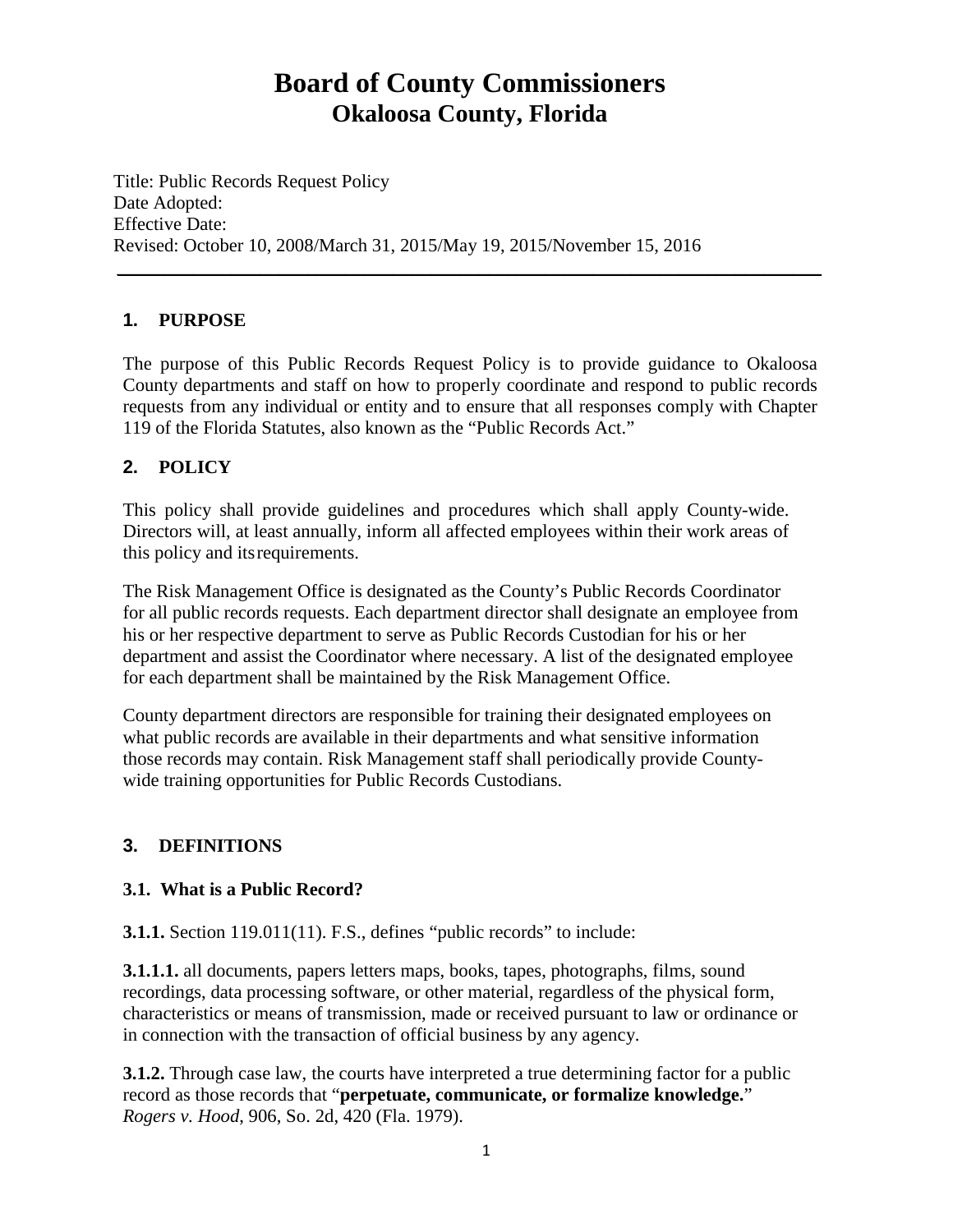# Board of County Commissioners
## Okaloosa County, Florida

Title: Public Records Request Policy
Date Adopted:
Effective Date:
Revised: October 10, 2008/March 31, 2015/May 19, 2015/November 15, 2016

---

### 1. PURPOSE

The purpose of this Public Records Request Policy is to provide guidance to Okaloosa County departments and staff on how to properly coordinate and respond to public records requests from any individual or entity and to ensure that all responses comply with Chapter 119 of the Florida Statutes, also known as the "Public Records Act."

### 2. POLICY

This policy shall provide guidelines and procedures which shall apply County-wide. Directors will, at least annually, inform all affected employees within their work areas of this policy and its requirements.

The Risk Management Office is designated as the County's Public Records Coordinator for all public records requests. Each department director shall designate an employee from his or her respective department to serve as Public Records Custodian for his or her department and assist the Coordinator where necessary. A list of the designated employee for each department shall be maintained by the Risk Management Office.

County department directors are responsible for training their designated employees on what public records are available in their departments and what sensitive information those records may contain. Risk Management staff shall periodically provide County-wide training opportunities for Public Records Custodians.

### 3. DEFINITIONS

#### 3.1. What is a Public Record?

**3.1.1.** Section 119.011(11). F.S., defines "public records" to include:

**3.1.1.1.** all documents, papers letters maps, books, tapes, photographs, films, sound recordings, data processing software, or other material, regardless of the physical form, characteristics or means of transmission, made or received pursuant to law or ordinance or in connection with the transaction of official business by any agency.

**3.1.2.** Through case law, the courts have interpreted a true determining factor for a public record as those records that "**perpetuate, communicate, or formalize knowledge.**" *Rogers v. Hood*, 906, So. 2d, 420 (Fla. 1979).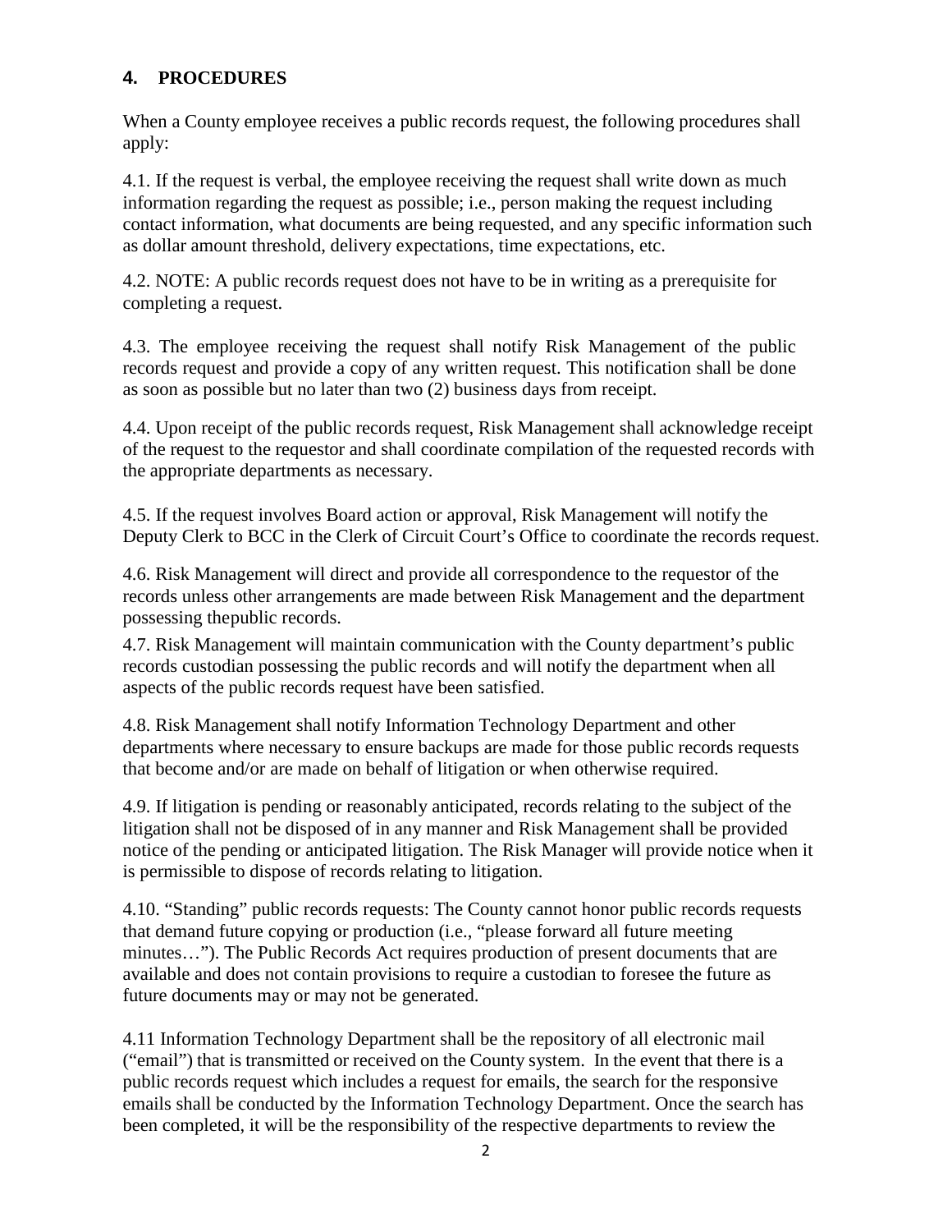## 4. PROCEDURES

When a County employee receives a public records request, the following procedures shall apply:

4.1. If the request is verbal, the employee receiving the request shall write down as much information regarding the request as possible; i.e., person making the request including contact information, what documents are being requested, and any specific information such as dollar amount threshold, delivery expectations, time expectations, etc.

4.2. NOTE: A public records request does not have to be in writing as a prerequisite for completing a request.

4.3. The employee receiving the request shall notify Risk Management of the public records request and provide a copy of any written request. This notification shall be done as soon as possible but no later than two (2) business days from receipt.

4.4. Upon receipt of the public records request, Risk Management shall acknowledge receipt of the request to the requestor and shall coordinate compilation of the requested records with the appropriate departments as necessary.

4.5. If the request involves Board action or approval, Risk Management will notify the Deputy Clerk to BCC in the Clerk of Circuit Court's Office to coordinate the records request.

4.6. Risk Management will direct and provide all correspondence to the requestor of the records unless other arrangements are made between Risk Management and the department possessing thepublic records.

4.7. Risk Management will maintain communication with the County department's public records custodian possessing the public records and will notify the department when all aspects of the public records request have been satisfied.

4.8. Risk Management shall notify Information Technology Department and other departments where necessary to ensure backups are made for those public records requests that become and/or are made on behalf of litigation or when otherwise required.

4.9. If litigation is pending or reasonably anticipated, records relating to the subject of the litigation shall not be disposed of in any manner and Risk Management shall be provided notice of the pending or anticipated litigation. The Risk Manager will provide notice when it is permissible to dispose of records relating to litigation.

4.10. "Standing" public records requests: The County cannot honor public records requests that demand future copying or production (i.e., "please forward all future meeting minutes…"). The Public Records Act requires production of present documents that are available and does not contain provisions to require a custodian to foresee the future as future documents may or may not be generated.

4.11 Information Technology Department shall be the repository of all electronic mail ("email") that is transmitted or received on the County system. In the event that there is a public records request which includes a request for emails, the search for the responsive emails shall be conducted by the Information Technology Department. Once the search has been completed, it will be the responsibility of the respective departments to review the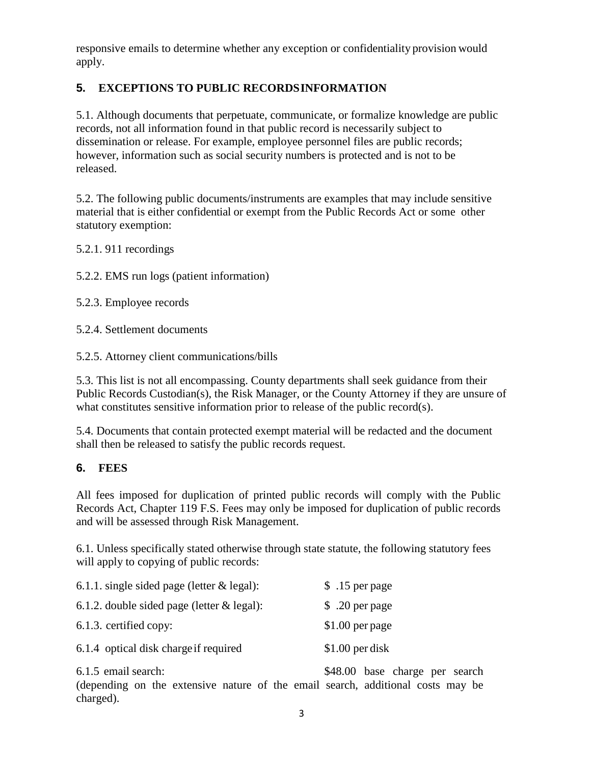responsive emails to determine whether any exception or confidentiality provision would apply.

## 5. EXCEPTIONS TO PUBLIC RECORDS INFORMATION

5.1. Although documents that perpetuate, communicate, or formalize knowledge are public records, not all information found in that public record is necessarily subject to dissemination or release. For example, employee personnel files are public records; however, information such as social security numbers is protected and is not to be released.

5.2. The following public documents/instruments are examples that may include sensitive material that is either confidential or exempt from the Public Records Act or some other statutory exemption:

5.2.1. 911 recordings

5.2.2. EMS run logs (patient information)

5.2.3. Employee records

5.2.4. Settlement documents

5.2.5. Attorney client communications/bills

5.3. This list is not all encompassing. County departments shall seek guidance from their Public Records Custodian(s), the Risk Manager, or the County Attorney if they are unsure of what constitutes sensitive information prior to release of the public record(s).

5.4. Documents that contain protected exempt material will be redacted and the document shall then be released to satisfy the public records request.

## 6. FEES

All fees imposed for duplication of printed public records will comply with the Public Records Act, Chapter 119 F.S. Fees may only be imposed for duplication of public records and will be assessed through Risk Management.

6.1. Unless specifically stated otherwise through state statute, the following statutory fees will apply to copying of public records:

6.1.1. single sided page (letter & legal): $ .15 per page

6.1.2. double sided page (letter & legal): $ .20 per page

6.1.3. certified copy: $1.00 per page

6.1.4 optical disk charge if required $1.00 per disk

6.1.5 email search: $48.00 base charge per search (depending on the extensive nature of the email search, additional costs may be charged).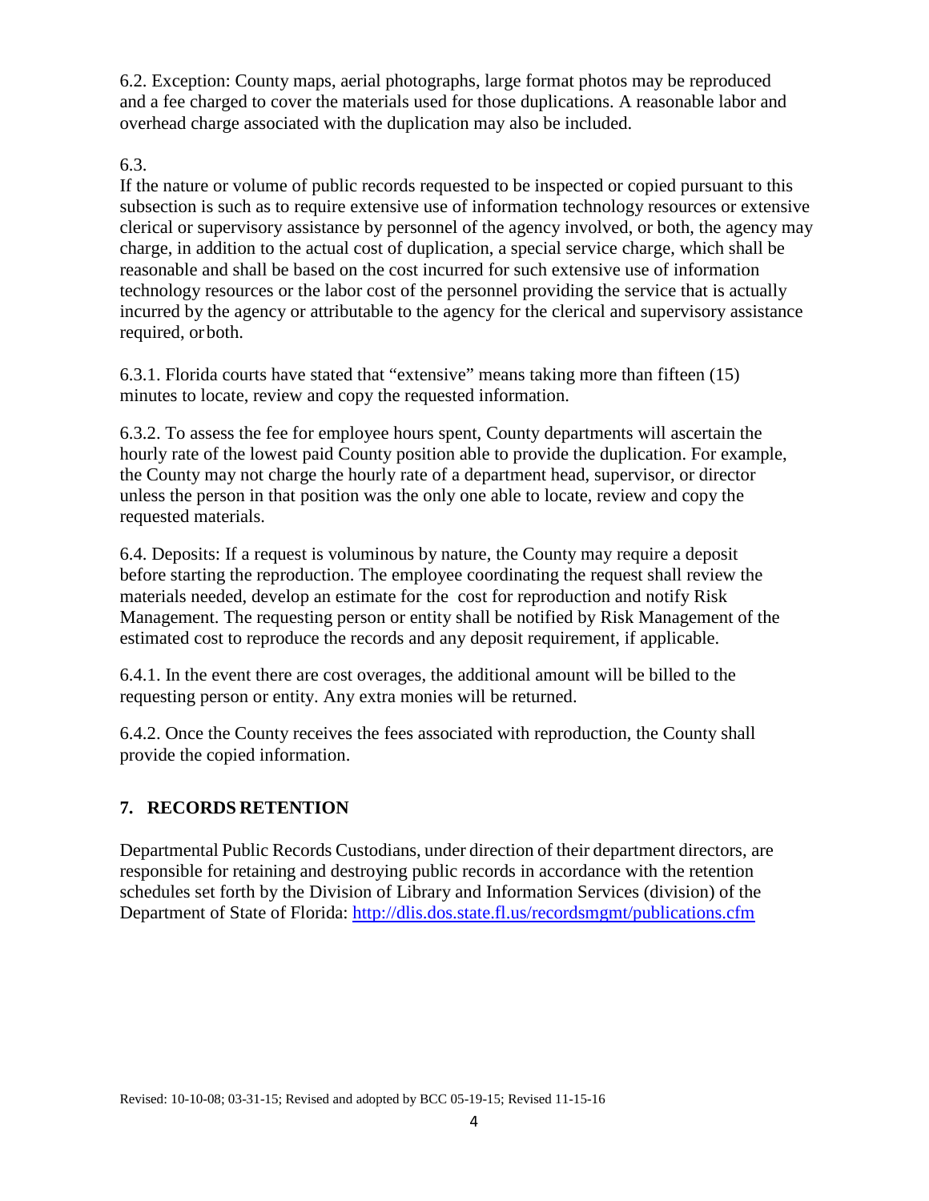6.2. Exception: County maps, aerial photographs, large format photos may be reproduced and a fee charged to cover the materials used for those duplications. A reasonable labor and overhead charge associated with the duplication may also be included.

6.3.

If the nature or volume of public records requested to be inspected or copied pursuant to this subsection is such as to require extensive use of information technology resources or extensive clerical or supervisory assistance by personnel of the agency involved, or both, the agency may charge, in addition to the actual cost of duplication, a special service charge, which shall be reasonable and shall be based on the cost incurred for such extensive use of information technology resources or the labor cost of the personnel providing the service that is actually incurred by the agency or attributable to the agency for the clerical and supervisory assistance required, or both.

6.3.1. Florida courts have stated that "extensive" means taking more than fifteen (15) minutes to locate, review and copy the requested information.

6.3.2. To assess the fee for employee hours spent, County departments will ascertain the hourly rate of the lowest paid County position able to provide the duplication. For example, the County may not charge the hourly rate of a department head, supervisor, or director unless the person in that position was the only one able to locate, review and copy the requested materials.

6.4. Deposits: If a request is voluminous by nature, the County may require a deposit before starting the reproduction. The employee coordinating the request shall review the materials needed, develop an estimate for the cost for reproduction and notify Risk Management. The requesting person or entity shall be notified by Risk Management of the estimated cost to reproduce the records and any deposit requirement, if applicable.

6.4.1. In the event there are cost overages, the additional amount will be billed to the requesting person or entity. Any extra monies will be returned.

6.4.2. Once the County receives the fees associated with reproduction, the County shall provide the copied information.

## 7. RECORDS RETENTION

Departmental Public Records Custodians, under direction of their department directors, are responsible for retaining and destroying public records in accordance with the retention schedules set forth by the Division of Library and Information Services (division) of the Department of State of Florida: http://dlis.dos.state.fl.us/recordsmgmt/publications.cfm

Revised: 10-10-08; 03-31-15; Revised and adopted by BCC 05-19-15; Revised 11-15-16